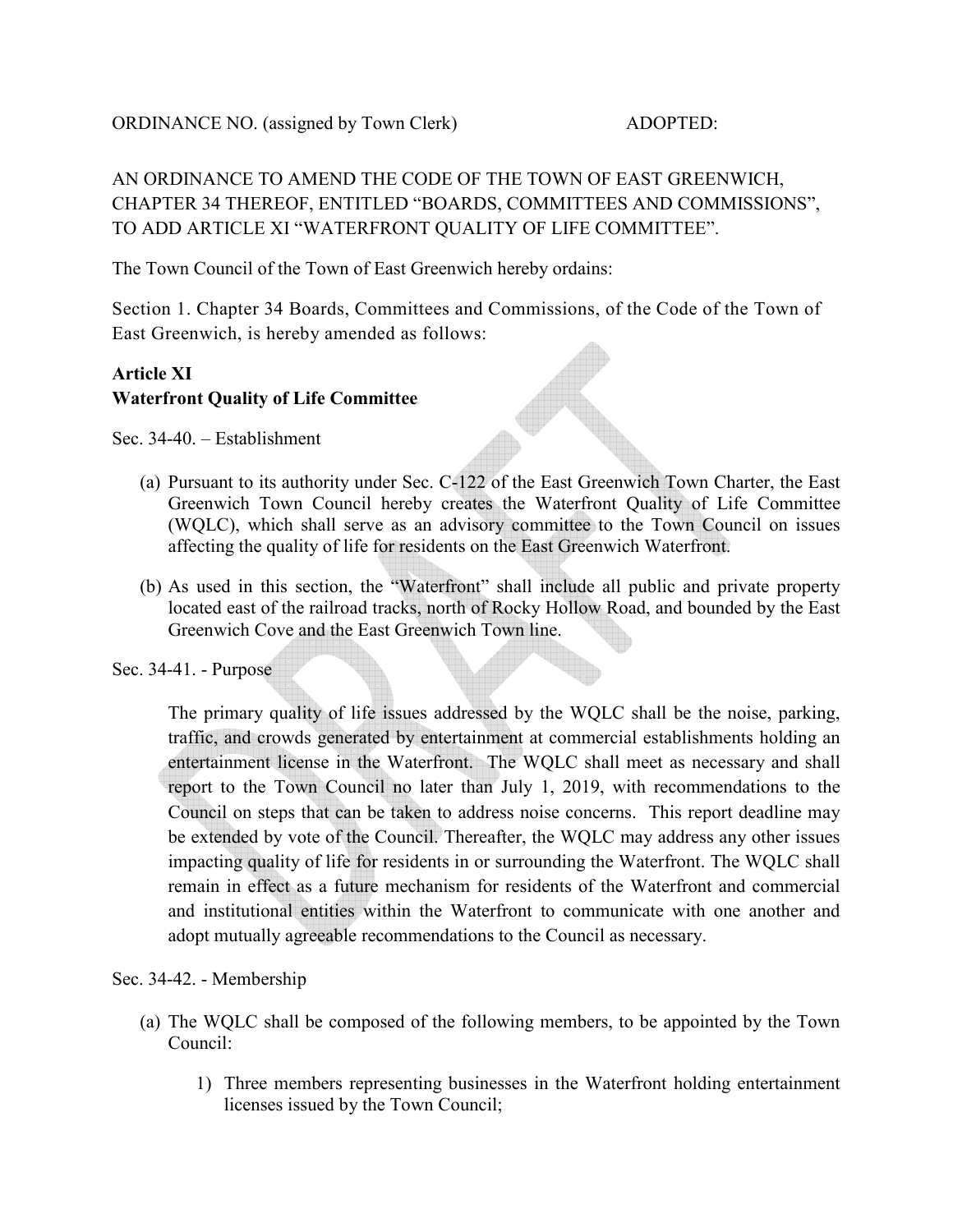ORDINANCE NO. (assigned by Town Clerk) ADOPTED:

AN ORDINANCE TO AMEND THE CODE OF THE TOWN OF EAST GREENWICH, CHAPTER 34 THEREOF, ENTITLED "BOARDS, COMMITTEES AND COMMISSIONS", TO ADD ARTICLE XI "WATERFRONT QUALITY OF LIFE COMMITTEE".

The Town Council of the Town of East Greenwich hereby ordains:

Section 1. Chapter 34 Boards, Committees and Commissions, of the Code of the Town of East Greenwich, is hereby amended as follows:

**Article XI**
**Waterfront Quality of Life Committee**

Sec. 34-40. – Establishment

(a) Pursuant to its authority under Sec. C-122 of the East Greenwich Town Charter, the East Greenwich Town Council hereby creates the Waterfront Quality of Life Committee (WQLC), which shall serve as an advisory committee to the Town Council on issues affecting the quality of life for residents on the East Greenwich Waterfront.

(b) As used in this section, the "Waterfront" shall include all public and private property located east of the railroad tracks, north of Rocky Hollow Road, and bounded by the East Greenwich Cove and the East Greenwich Town line.

Sec. 34-41. - Purpose

The primary quality of life issues addressed by the WQLC shall be the noise, parking, traffic, and crowds generated by entertainment at commercial establishments holding an entertainment license in the Waterfront. The WQLC shall meet as necessary and shall report to the Town Council no later than July 1, 2019, with recommendations to the Council on steps that can be taken to address noise concerns. This report deadline may be extended by vote of the Council. Thereafter, the WQLC may address any other issues impacting quality of life for residents in or surrounding the Waterfront. The WQLC shall remain in effect as a future mechanism for residents of the Waterfront and commercial and institutional entities within the Waterfront to communicate with one another and adopt mutually agreeable recommendations to the Council as necessary.

Sec. 34-42. - Membership

(a) The WQLC shall be composed of the following members, to be appointed by the Town Council:

1) Three members representing businesses in the Waterfront holding entertainment licenses issued by the Town Council;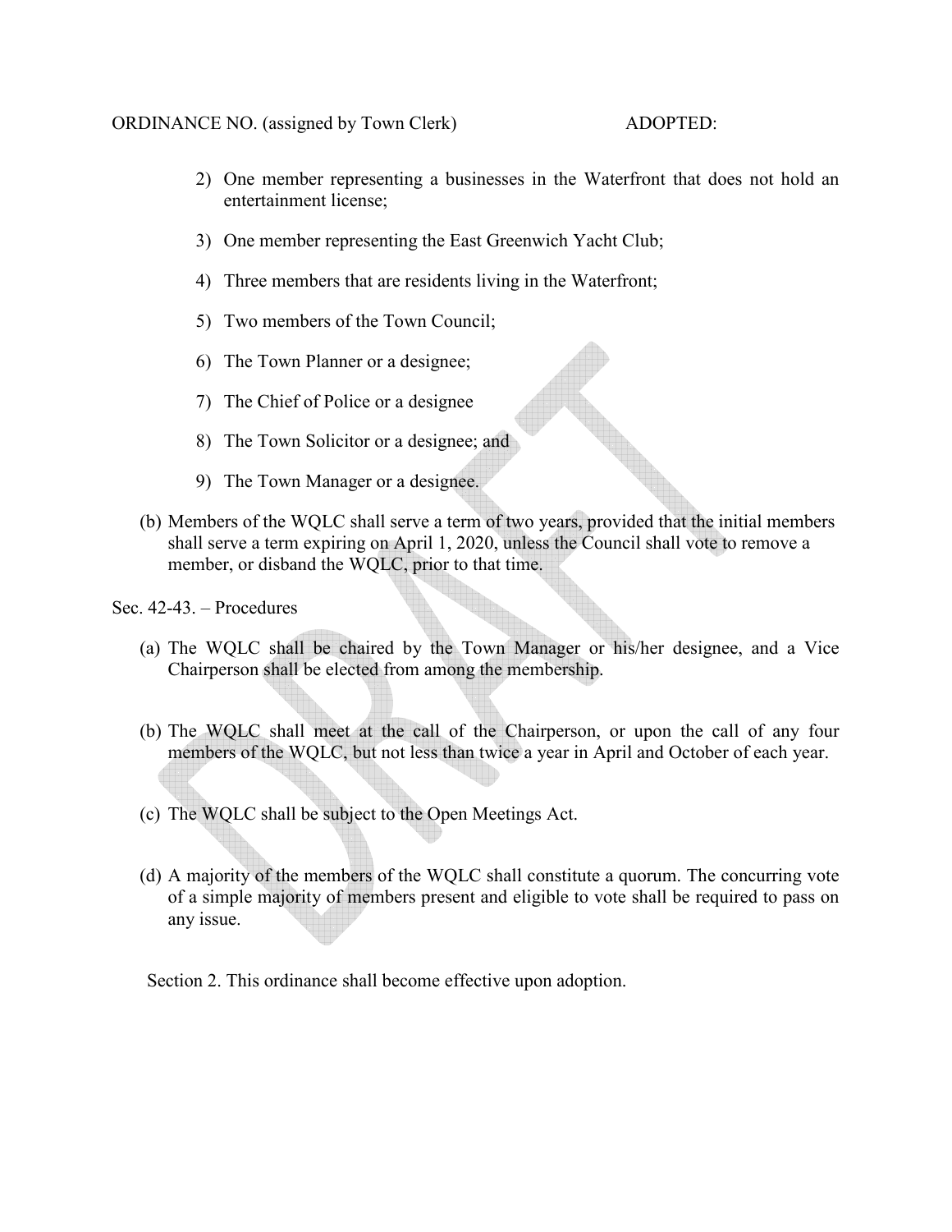2) One member representing a businesses in the Waterfront that does not hold an entertainment license;

3) One member representing the East Greenwich Yacht Club;

4) Three members that are residents living in the Waterfront;

5) Two members of the Town Council;

6) The Town Planner or a designee;

7) The Chief of Police or a designee

8) The Town Solicitor or a designee; and

9) The Town Manager or a designee.

(b) Members of the WQLC shall serve a term of two years, provided that the initial members shall serve a term expiring on April 1, 2020, unless the Council shall vote to remove a member, or disband the WQLC, prior to that time.

Sec. 42-43. – Procedures

(a) The WQLC shall be chaired by the Town Manager or his/her designee, and a Vice Chairperson shall be elected from among the membership.

(b) The WQLC shall meet at the call of the Chairperson, or upon the call of any four members of the WQLC, but not less than twice a year in April and October of each year.

(c) The WQLC shall be subject to the Open Meetings Act.

(d) A majority of the members of the WQLC shall constitute a quorum. The concurring vote of a simple majority of members present and eligible to vote shall be required to pass on any issue.

Section 2. This ordinance shall become effective upon adoption.